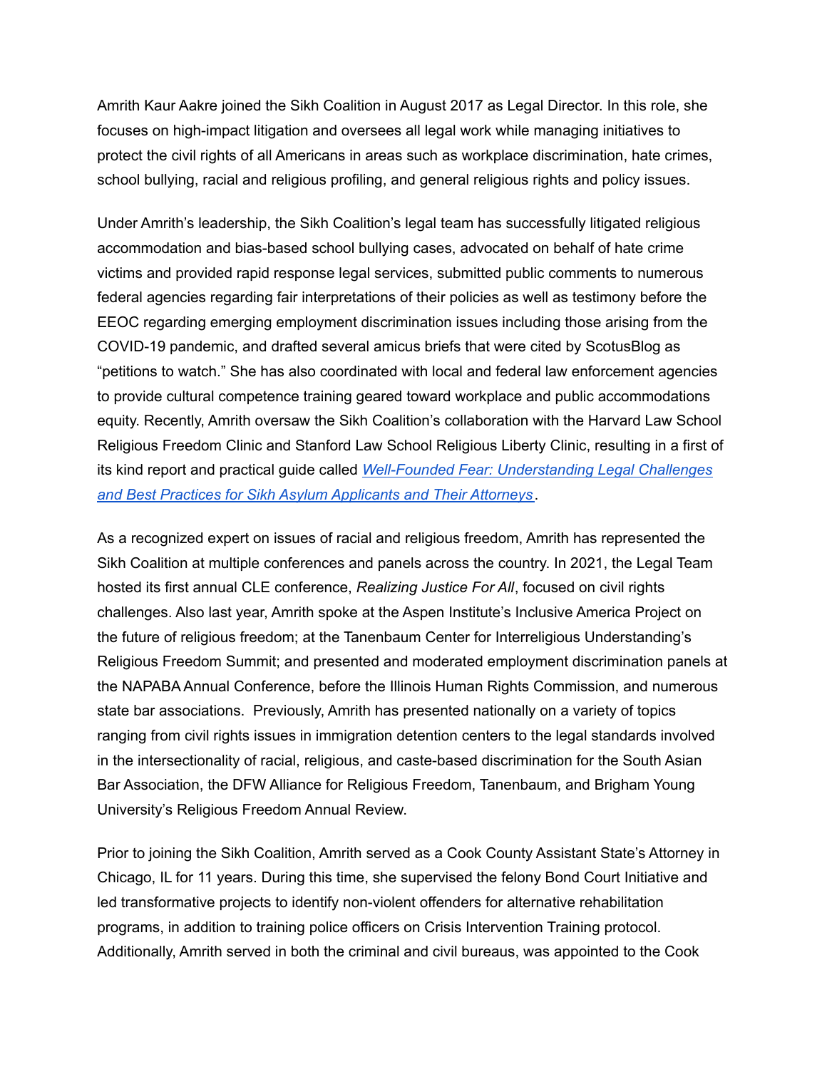Amrith Kaur Aakre joined the Sikh Coalition in August 2017 as Legal Director. In this role, she focuses on high-impact litigation and oversees all legal work while managing initiatives to protect the civil rights of all Americans in areas such as workplace discrimination, hate crimes, school bullying, racial and religious profiling, and general religious rights and policy issues.

Under Amrith's leadership, the Sikh Coalition's legal team has successfully litigated religious accommodation and bias-based school bullying cases, advocated on behalf of hate crime victims and provided rapid response legal services, submitted public comments to numerous federal agencies regarding fair interpretations of their policies as well as testimony before the EEOC regarding emerging employment discrimination issues including those arising from the COVID-19 pandemic, and drafted several amicus briefs that were cited by ScotusBlog as "petitions to watch." She has also coordinated with local and federal law enforcement agencies to provide cultural competence training geared toward workplace and public accommodations equity. Recently, Amrith oversaw the Sikh Coalition's collaboration with the Harvard Law School Religious Freedom Clinic and Stanford Law School Religious Liberty Clinic, resulting in a first of its kind report and practical guide called *Well-Founded Fear: Understanding Legal Challenges and Best Practices for Sikh Asylum Applicants and Their Attorneys*.

As a recognized expert on issues of racial and religious freedom, Amrith has represented the Sikh Coalition at multiple conferences and panels across the country. In 2021, the Legal Team hosted its first annual CLE conference, *Realizing Justice For All*, focused on civil rights challenges. Also last year, Amrith spoke at the Aspen Institute's Inclusive America Project on the future of religious freedom; at the Tanenbaum Center for Interreligious Understanding's Religious Freedom Summit; and presented and moderated employment discrimination panels at the NAPABA Annual Conference, before the Illinois Human Rights Commission, and numerous state bar associations. Previously, Amrith has presented nationally on a variety of topics ranging from civil rights issues in immigration detention centers to the legal standards involved in the intersectionality of racial, religious, and caste-based discrimination for the South Asian Bar Association, the DFW Alliance for Religious Freedom, Tanenbaum, and Brigham Young University's Religious Freedom Annual Review.

Prior to joining the Sikh Coalition, Amrith served as a Cook County Assistant State's Attorney in Chicago, IL for 11 years. During this time, she supervised the felony Bond Court Initiative and led transformative projects to identify non-violent offenders for alternative rehabilitation programs, in addition to training police officers on Crisis Intervention Training protocol. Additionally, Amrith served in both the criminal and civil bureaus, was appointed to the Cook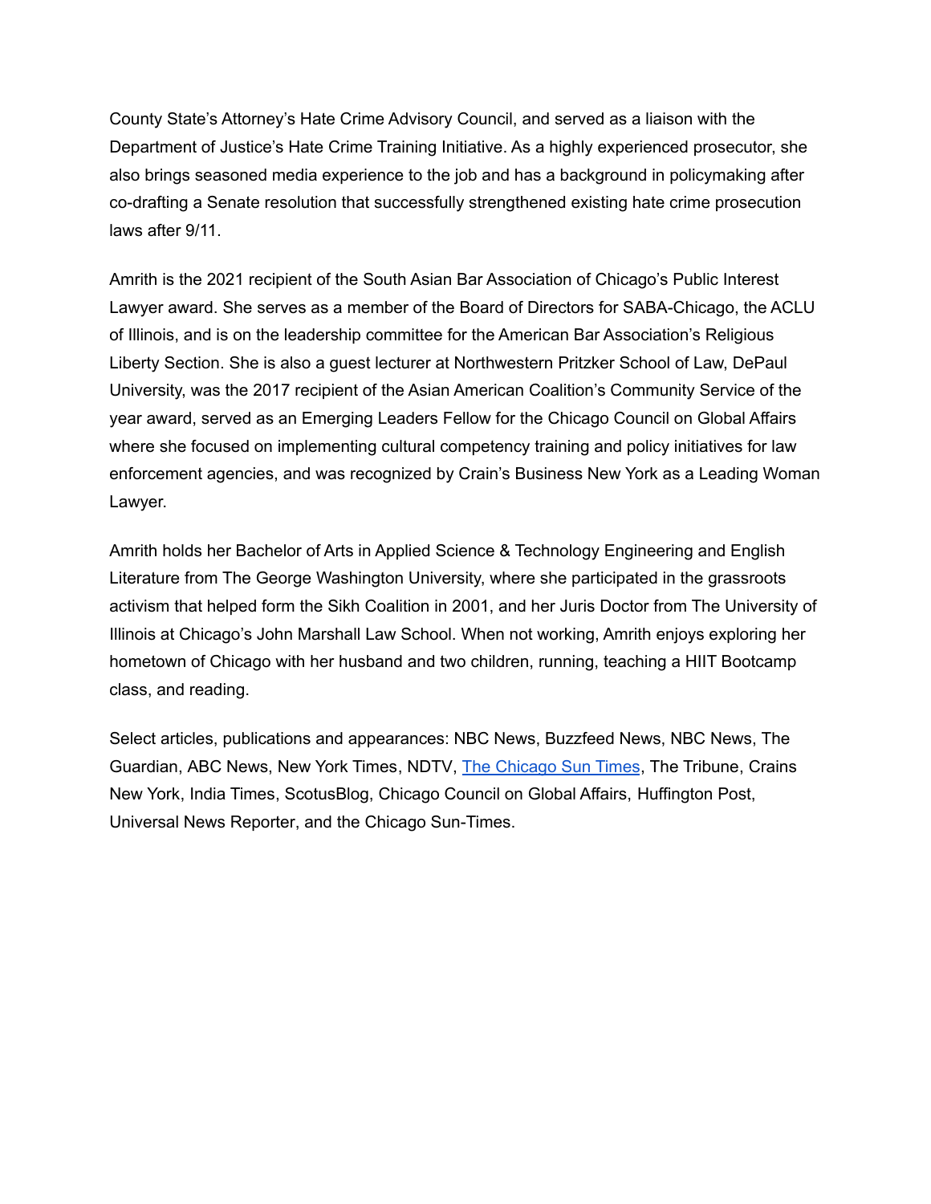County State's Attorney's Hate Crime Advisory Council, and served as a liaison with the Department of Justice's Hate Crime Training Initiative. As a highly experienced prosecutor, she also brings seasoned media experience to the job and has a background in policymaking after co-drafting a Senate resolution that successfully strengthened existing hate crime prosecution laws after 9/11.

Amrith is the 2021 recipient of the South Asian Bar Association of Chicago's Public Interest Lawyer award. She serves as a member of the Board of Directors for SABA-Chicago, the ACLU of Illinois, and is on the leadership committee for the American Bar Association's Religious Liberty Section. She is also a guest lecturer at Northwestern Pritzker School of Law, DePaul University, was the 2017 recipient of the Asian American Coalition's Community Service of the year award, served as an Emerging Leaders Fellow for the Chicago Council on Global Affairs where she focused on implementing cultural competency training and policy initiatives for law enforcement agencies, and was recognized by Crain's Business New York as a Leading Woman Lawyer.

Amrith holds her Bachelor of Arts in Applied Science & Technology Engineering and English Literature from The George Washington University, where she participated in the grassroots activism that helped form the Sikh Coalition in 2001, and her Juris Doctor from The University of Illinois at Chicago's John Marshall Law School. When not working, Amrith enjoys exploring her hometown of Chicago with her husband and two children, running, teaching a HIIT Bootcamp class, and reading.

Select articles, publications and appearances: NBC News, Buzzfeed News, NBC News, The Guardian, ABC News, New York Times, NDTV, The Chicago Sun Times, The Tribune, Crains New York, India Times, ScotusBlog, Chicago Council on Global Affairs, Huffington Post, Universal News Reporter, and the Chicago Sun-Times.